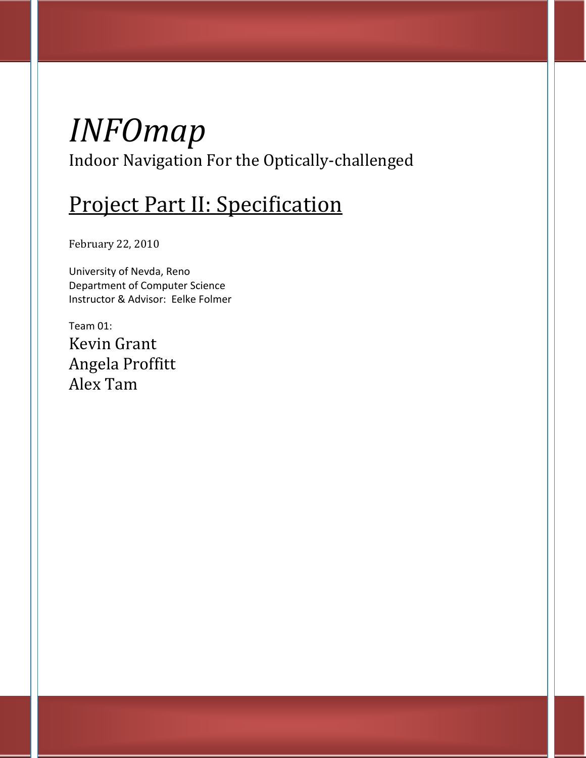# *INFOmap*

Indoor Navigation For the Optically-challenged

## Project Part II: Specification

February 22, 2010

University of Nevda, Reno
Department of Computer Science
Instructor & Advisor: Eelke Folmer

Team 01:

Kevin Grant
Angela Proffitt
Alex Tam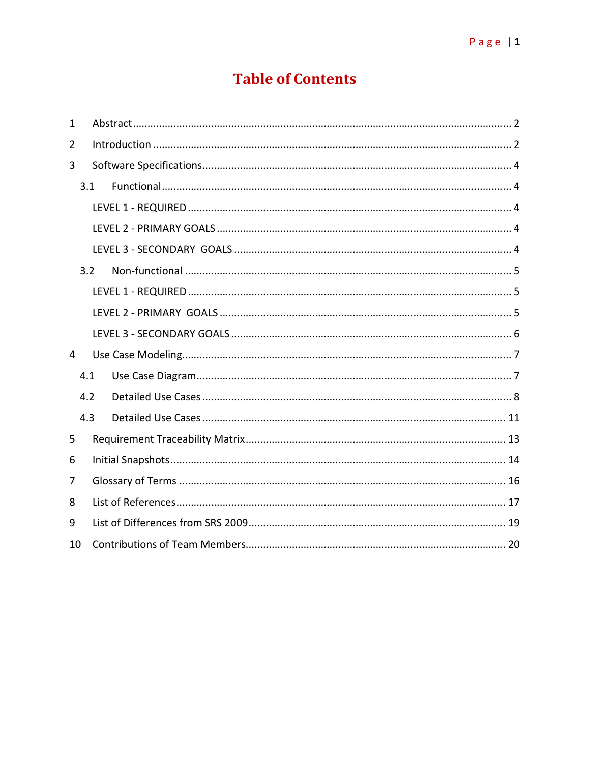# Table of Contents

1 Abstract ..... 2

2 Introduction ..... 2

3 Software Specifications ..... 4

- 3.1 Functional ..... 4
  - LEVEL 1 - REQUIRED ..... 4
  - LEVEL 2 - PRIMARY GOALS ..... 4
  - LEVEL 3 - SECONDARY GOALS ..... 4
- 3.2 Non-functional ..... 5
  - LEVEL 1 - REQUIRED ..... 5
  - LEVEL 2 - PRIMARY GOALS ..... 5
  - LEVEL 3 - SECONDARY GOALS ..... 6

4 Use Case Modeling ..... 7

- 4.1 Use Case Diagram ..... 7
- 4.2 Detailed Use Cases ..... 8
- 4.3 Detailed Use Cases ..... 11

5 Requirement Traceability Matrix ..... 13

6 Initial Snapshots ..... 14

7 Glossary of Terms ..... 16

8 List of References ..... 17

9 List of Differences from SRS 2009 ..... 19

10 Contributions of Team Members ..... 20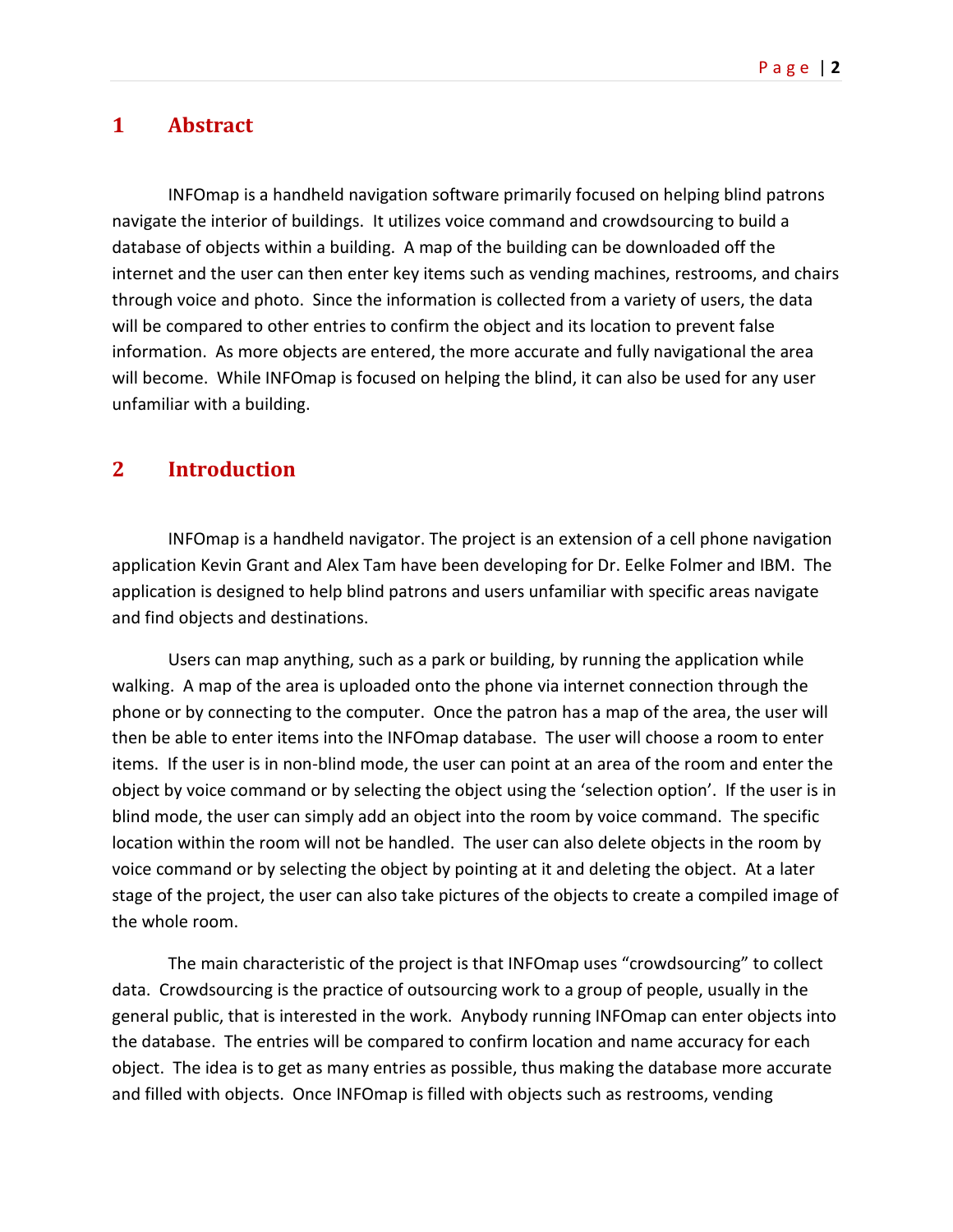# 1 Abstract

INFOmap is a handheld navigation software primarily focused on helping blind patrons navigate the interior of buildings. It utilizes voice command and crowdsourcing to build a database of objects within a building. A map of the building can be downloaded off the internet and the user can then enter key items such as vending machines, restrooms, and chairs through voice and photo. Since the information is collected from a variety of users, the data will be compared to other entries to confirm the object and its location to prevent false information. As more objects are entered, the more accurate and fully navigational the area will become. While INFOmap is focused on helping the blind, it can also be used for any user unfamiliar with a building.

# 2 Introduction

INFOmap is a handheld navigator. The project is an extension of a cell phone navigation application Kevin Grant and Alex Tam have been developing for Dr. Eelke Folmer and IBM. The application is designed to help blind patrons and users unfamiliar with specific areas navigate and find objects and destinations.

Users can map anything, such as a park or building, by running the application while walking. A map of the area is uploaded onto the phone via internet connection through the phone or by connecting to the computer. Once the patron has a map of the area, the user will then be able to enter items into the INFOmap database. The user will choose a room to enter items. If the user is in non-blind mode, the user can point at an area of the room and enter the object by voice command or by selecting the object using the 'selection option'. If the user is in blind mode, the user can simply add an object into the room by voice command. The specific location within the room will not be handled. The user can also delete objects in the room by voice command or by selecting the object by pointing at it and deleting the object. At a later stage of the project, the user can also take pictures of the objects to create a compiled image of the whole room.

The main characteristic of the project is that INFOmap uses "crowdsourcing" to collect data. Crowdsourcing is the practice of outsourcing work to a group of people, usually in the general public, that is interested in the work. Anybody running INFOmap can enter objects into the database. The entries will be compared to confirm location and name accuracy for each object. The idea is to get as many entries as possible, thus making the database more accurate and filled with objects. Once INFOmap is filled with objects such as restrooms, vending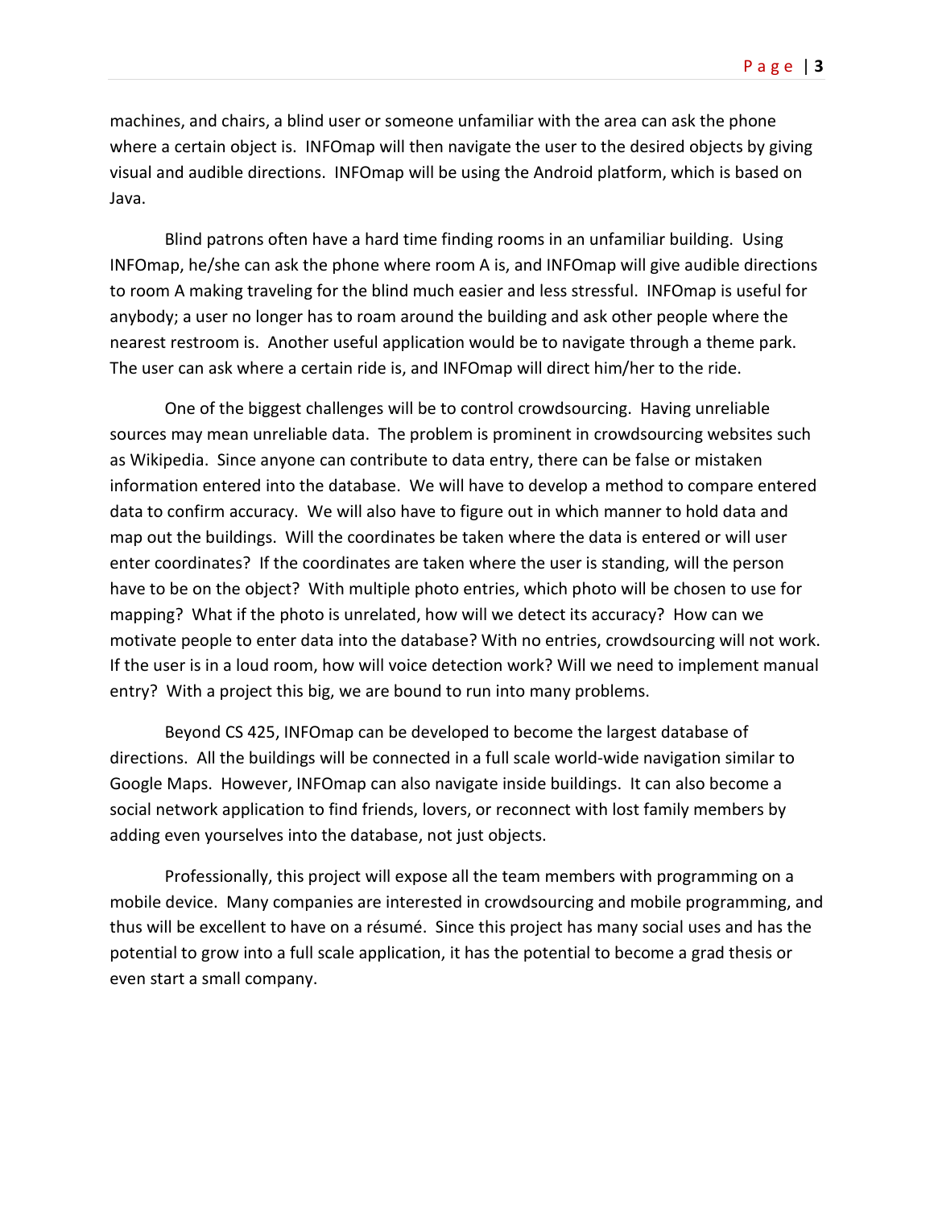machines, and chairs, a blind user or someone unfamiliar with the area can ask the phone where a certain object is. INFOmap will then navigate the user to the desired objects by giving visual and audible directions. INFOmap will be using the Android platform, which is based on Java.

Blind patrons often have a hard time finding rooms in an unfamiliar building. Using INFOmap, he/she can ask the phone where room A is, and INFOmap will give audible directions to room A making traveling for the blind much easier and less stressful. INFOmap is useful for anybody; a user no longer has to roam around the building and ask other people where the nearest restroom is. Another useful application would be to navigate through a theme park. The user can ask where a certain ride is, and INFOmap will direct him/her to the ride.

One of the biggest challenges will be to control crowdsourcing. Having unreliable sources may mean unreliable data. The problem is prominent in crowdsourcing websites such as Wikipedia. Since anyone can contribute to data entry, there can be false or mistaken information entered into the database. We will have to develop a method to compare entered data to confirm accuracy. We will also have to figure out in which manner to hold data and map out the buildings. Will the coordinates be taken where the data is entered or will user enter coordinates? If the coordinates are taken where the user is standing, will the person have to be on the object? With multiple photo entries, which photo will be chosen to use for mapping? What if the photo is unrelated, how will we detect its accuracy? How can we motivate people to enter data into the database? With no entries, crowdsourcing will not work. If the user is in a loud room, how will voice detection work? Will we need to implement manual entry? With a project this big, we are bound to run into many problems.

Beyond CS 425, INFOmap can be developed to become the largest database of directions. All the buildings will be connected in a full scale world-wide navigation similar to Google Maps. However, INFOmap can also navigate inside buildings. It can also become a social network application to find friends, lovers, or reconnect with lost family members by adding even yourselves into the database, not just objects.

Professionally, this project will expose all the team members with programming on a mobile device. Many companies are interested in crowdsourcing and mobile programming, and thus will be excellent to have on a résumé. Since this project has many social uses and has the potential to grow into a full scale application, it has the potential to become a grad thesis or even start a small company.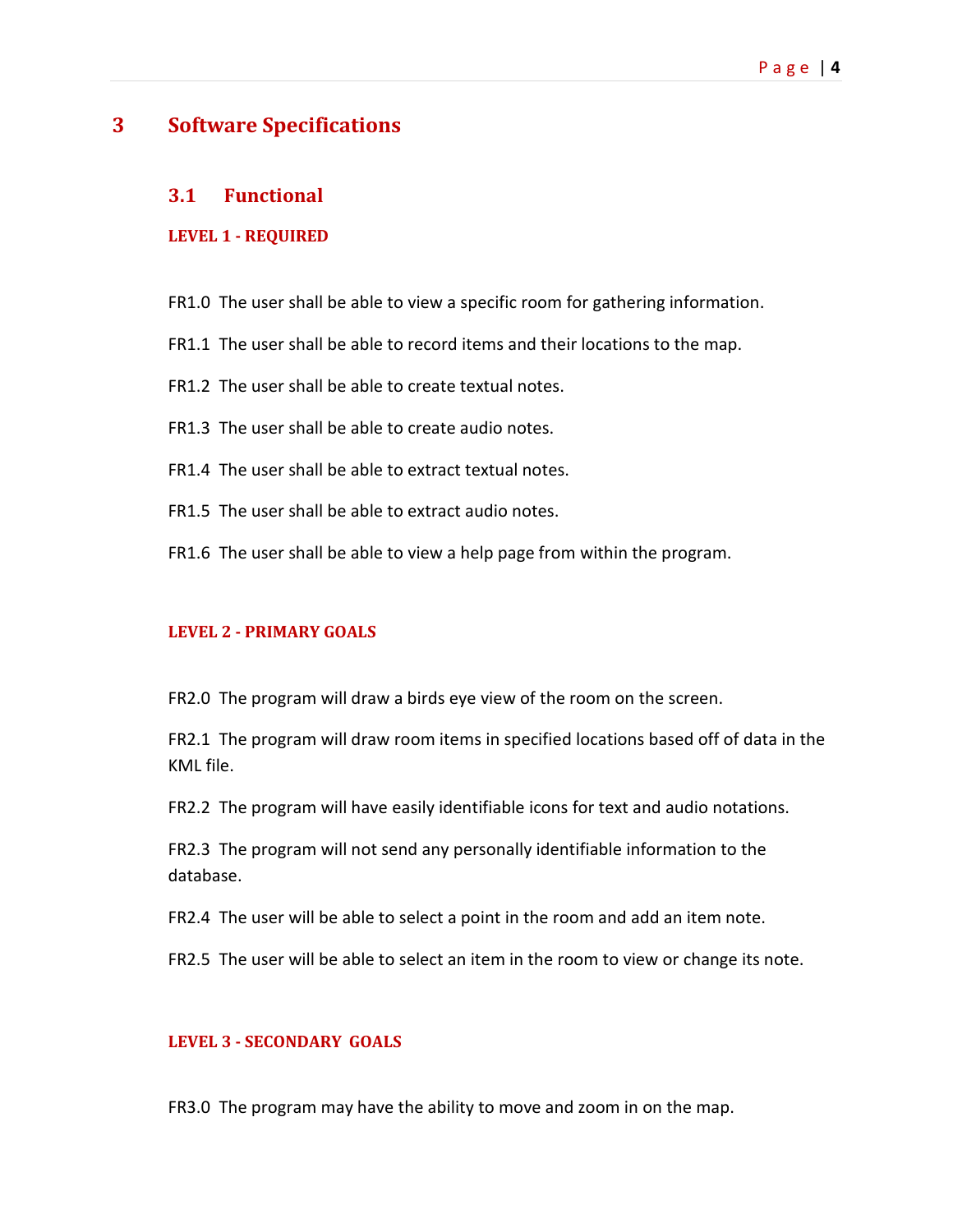# 3 Software Specifications

## 3.1 Functional

#### LEVEL 1 - REQUIRED

FR1.0 The user shall be able to view a specific room for gathering information.

FR1.1 The user shall be able to record items and their locations to the map.

FR1.2 The user shall be able to create textual notes.

FR1.3 The user shall be able to create audio notes.

FR1.4 The user shall be able to extract textual notes.

FR1.5 The user shall be able to extract audio notes.

FR1.6 The user shall be able to view a help page from within the program.

#### LEVEL 2 - PRIMARY GOALS

FR2.0 The program will draw a birds eye view of the room on the screen.

FR2.1 The program will draw room items in specified locations based off of data in the KML file.

FR2.2 The program will have easily identifiable icons for text and audio notations.

FR2.3 The program will not send any personally identifiable information to the database.

FR2.4 The user will be able to select a point in the room and add an item note.

FR2.5 The user will be able to select an item in the room to view or change its note.

#### LEVEL 3 - SECONDARY GOALS

FR3.0 The program may have the ability to move and zoom in on the map.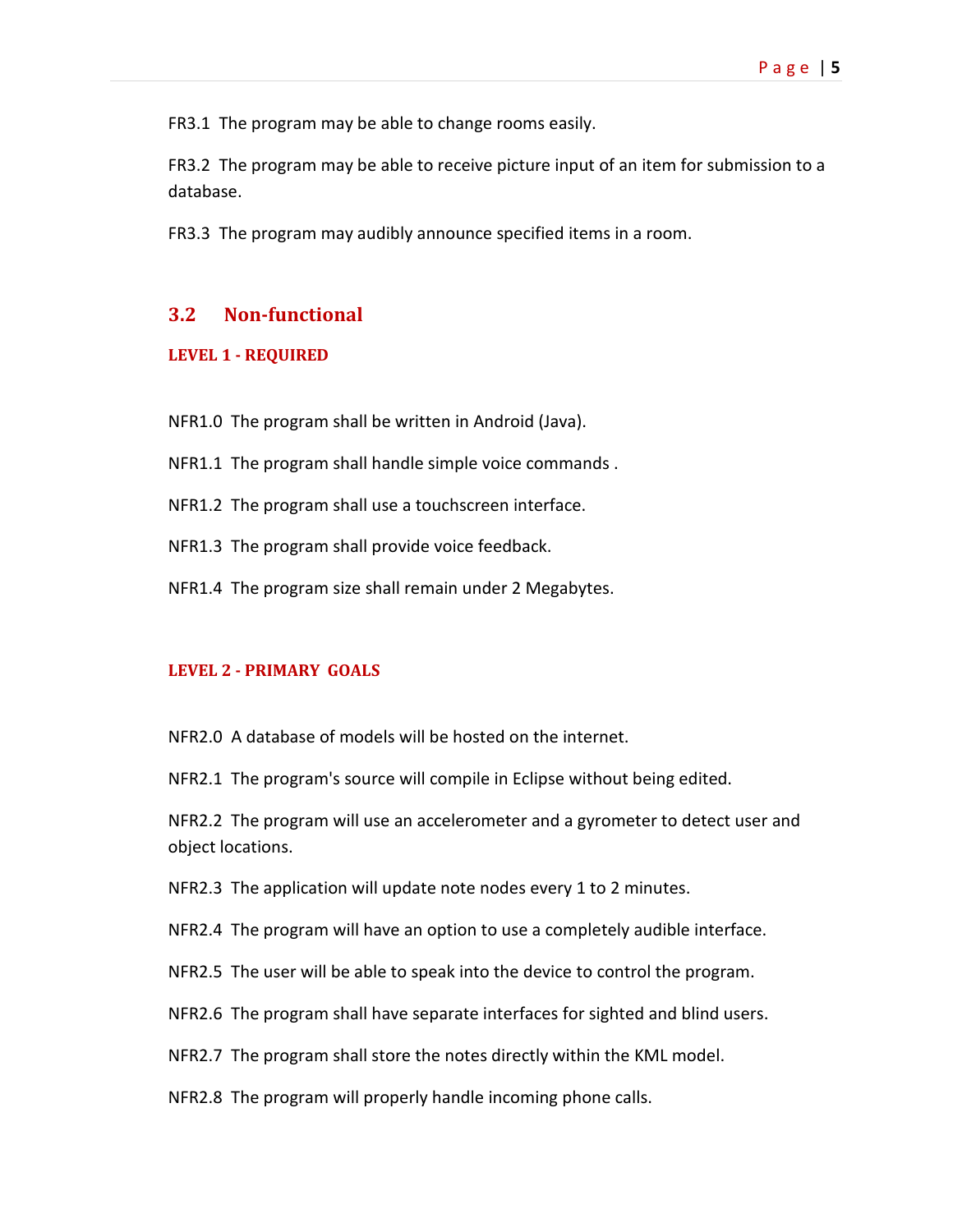FR3.1 The program may be able to change rooms easily.

FR3.2 The program may be able to receive picture input of an item for submission to a database.

FR3.3 The program may audibly announce specified items in a room.

## 3.2 Non-functional

#### LEVEL 1 - REQUIRED

NFR1.0 The program shall be written in Android (Java).

NFR1.1 The program shall handle simple voice commands .

NFR1.2 The program shall use a touchscreen interface.

NFR1.3 The program shall provide voice feedback.

NFR1.4 The program size shall remain under 2 Megabytes.

#### LEVEL 2 - PRIMARY GOALS

NFR2.0 A database of models will be hosted on the internet.

NFR2.1 The program's source will compile in Eclipse without being edited.

NFR2.2 The program will use an accelerometer and a gyrometer to detect user and object locations.

NFR2.3 The application will update note nodes every 1 to 2 minutes.

NFR2.4 The program will have an option to use a completely audible interface.

NFR2.5 The user will be able to speak into the device to control the program.

NFR2.6 The program shall have separate interfaces for sighted and blind users.

NFR2.7 The program shall store the notes directly within the KML model.

NFR2.8 The program will properly handle incoming phone calls.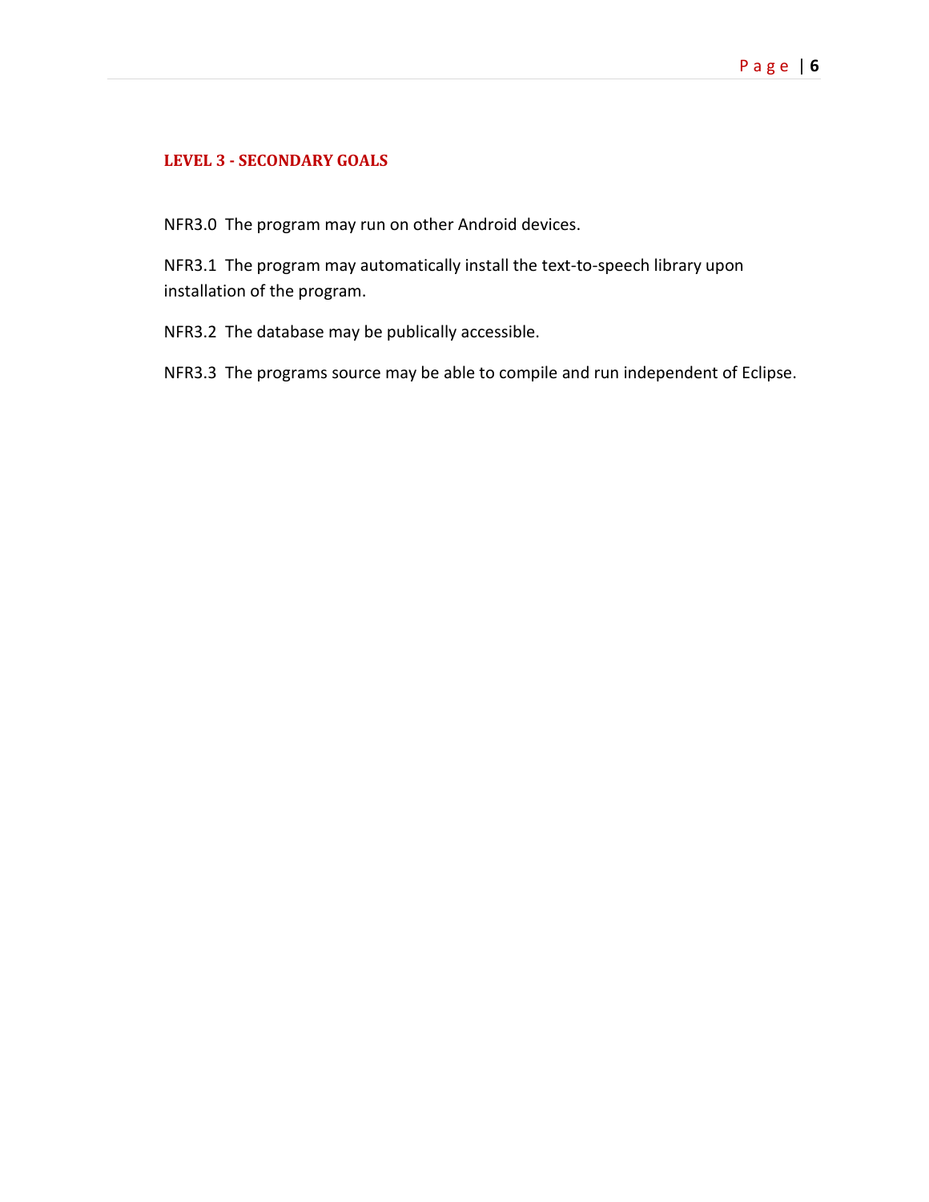### LEVEL 3 - SECONDARY GOALS

NFR3.0 The program may run on other Android devices.

NFR3.1 The program may automatically install the text-to-speech library upon installation of the program.

NFR3.2 The database may be publically accessible.

NFR3.3 The programs source may be able to compile and run independent of Eclipse.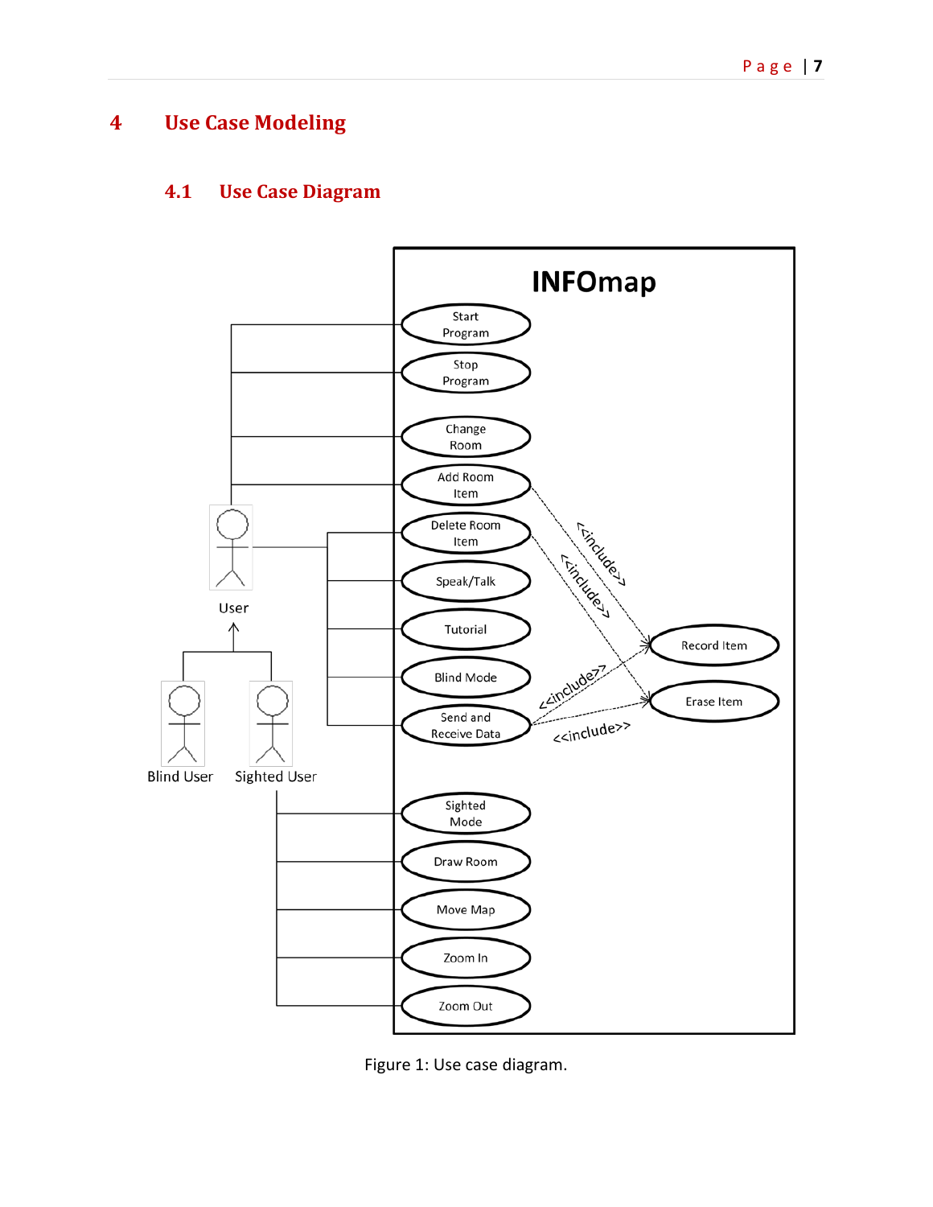# 4 Use Case Modeling

## 4.1 Use Case Diagram

Figure 1: Use case diagram.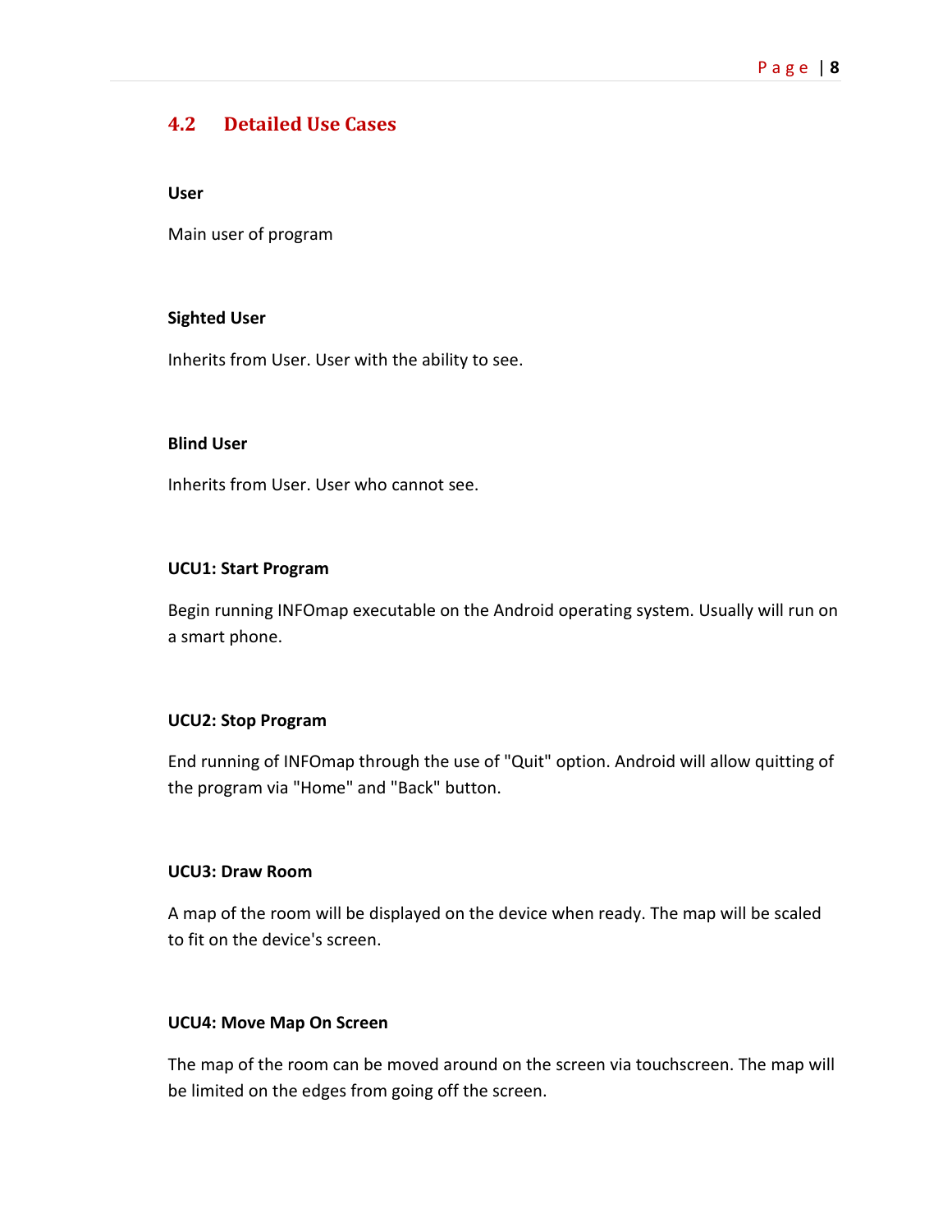## 4.2 Detailed Use Cases

**User**

Main user of program

**Sighted User**

Inherits from User. User with the ability to see.

**Blind User**

Inherits from User. User who cannot see.

**UCU1: Start Program**

Begin running INFOmap executable on the Android operating system. Usually will run on a smart phone.

**UCU2: Stop Program**

End running of INFOmap through the use of "Quit" option. Android will allow quitting of the program via "Home" and "Back" button.

**UCU3: Draw Room**

A map of the room will be displayed on the device when ready. The map will be scaled to fit on the device's screen.

**UCU4: Move Map On Screen**

The map of the room can be moved around on the screen via touchscreen. The map will be limited on the edges from going off the screen.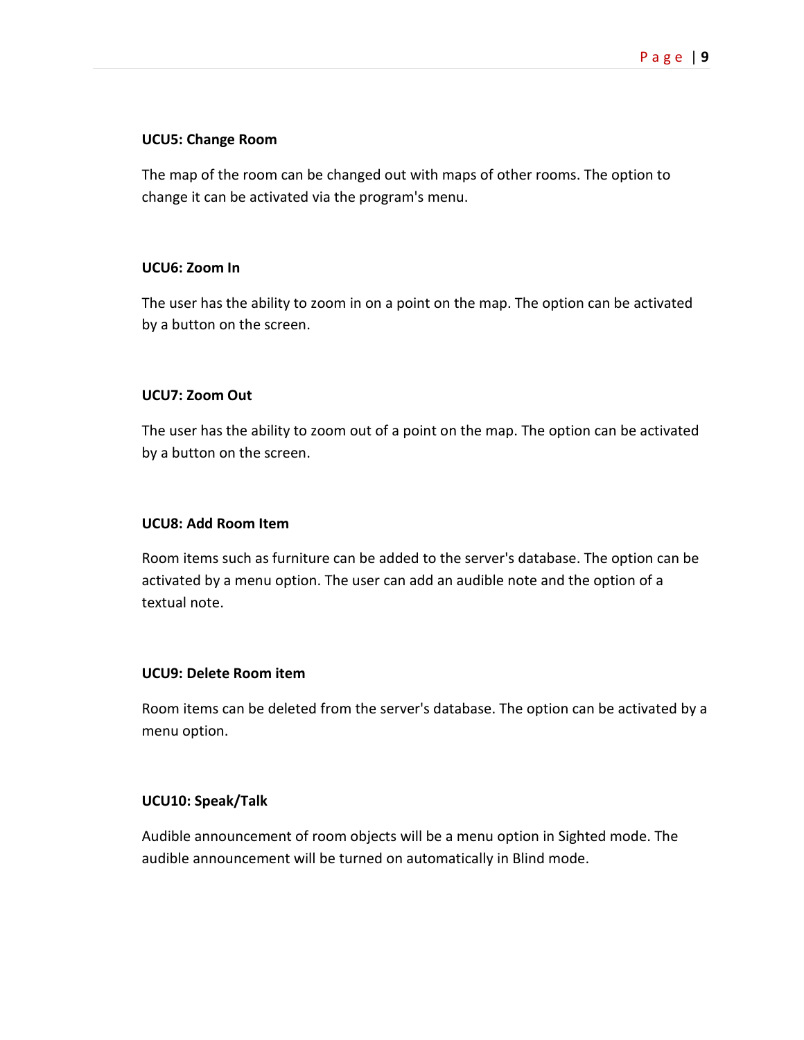**UCU5: Change Room**

The map of the room can be changed out with maps of other rooms. The option to change it can be activated via the program's menu.

**UCU6: Zoom In**

The user has the ability to zoom in on a point on the map. The option can be activated by a button on the screen.

**UCU7: Zoom Out**

The user has the ability to zoom out of a point on the map. The option can be activated by a button on the screen.

**UCU8: Add Room Item**

Room items such as furniture can be added to the server's database. The option can be activated by a menu option. The user can add an audible note and the option of a textual note.

**UCU9: Delete Room item**

Room items can be deleted from the server's database. The option can be activated by a menu option.

**UCU10: Speak/Talk**

Audible announcement of room objects will be a menu option in Sighted mode. The audible announcement will be turned on automatically in Blind mode.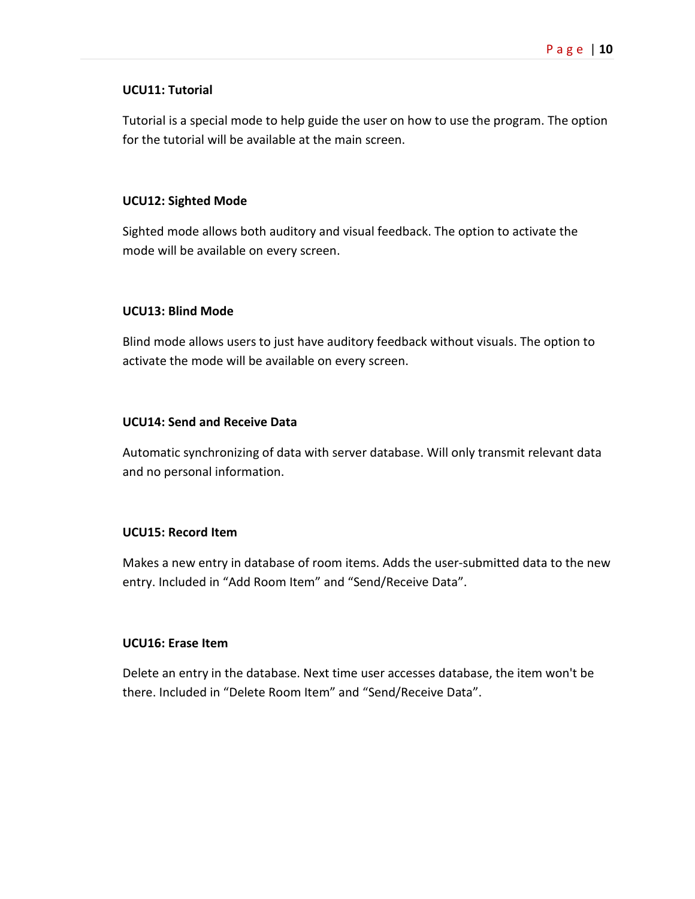**UCU11: Tutorial**

Tutorial is a special mode to help guide the user on how to use the program. The option for the tutorial will be available at the main screen.

**UCU12: Sighted Mode**

Sighted mode allows both auditory and visual feedback. The option to activate the mode will be available on every screen.

**UCU13: Blind Mode**

Blind mode allows users to just have auditory feedback without visuals. The option to activate the mode will be available on every screen.

**UCU14: Send and Receive Data**

Automatic synchronizing of data with server database. Will only transmit relevant data and no personal information.

**UCU15: Record Item**

Makes a new entry in database of room items. Adds the user-submitted data to the new entry. Included in “Add Room Item” and “Send/Receive Data”.

**UCU16: Erase Item**

Delete an entry in the database. Next time user accesses database, the item won't be there. Included in “Delete Room Item” and “Send/Receive Data”.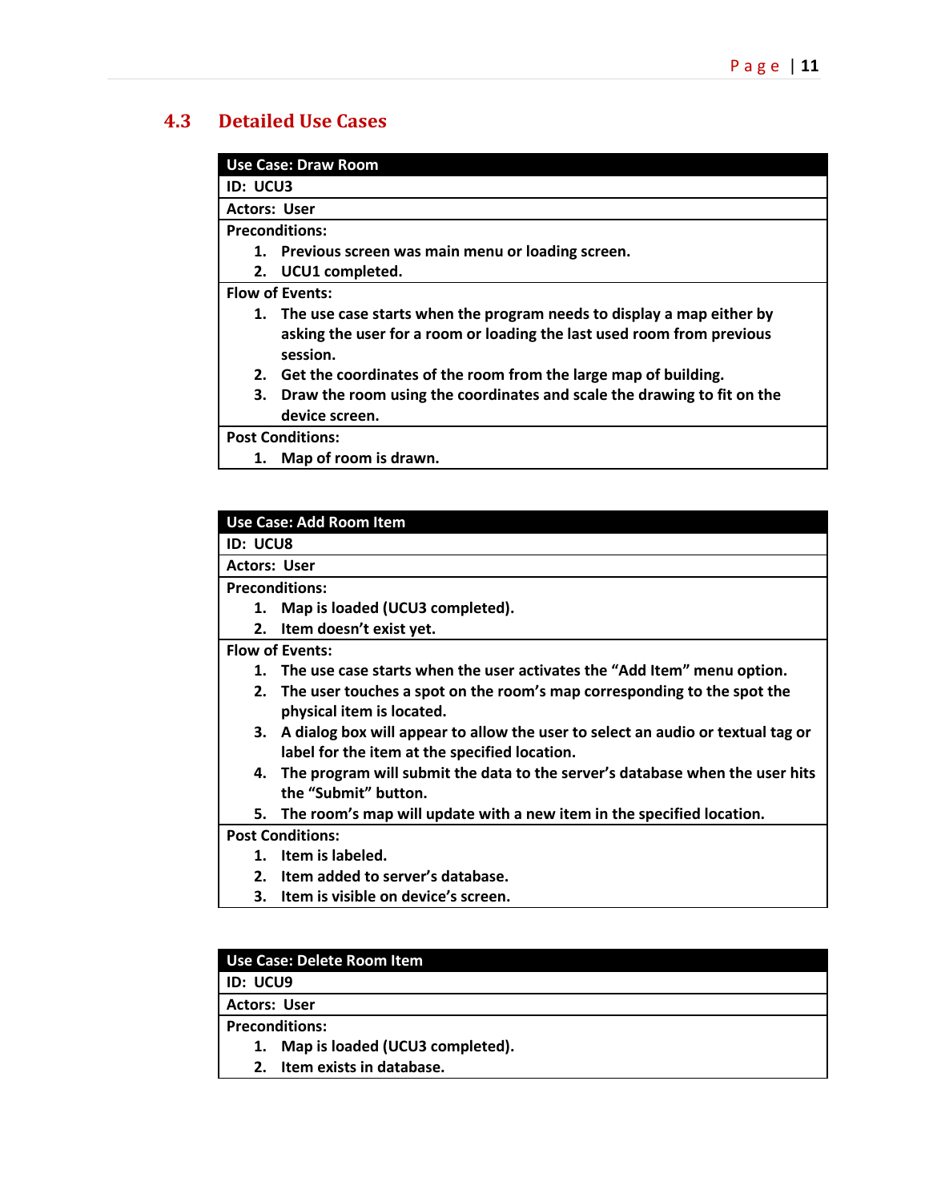## 4.3 Detailed Use Cases

| Use Case: Draw Room |
|---|
| ID: UCU3 |
| Actors: User |
| Preconditions:<br>1. Previous screen was main menu or loading screen.<br>2. UCU1 completed. |
| Flow of Events:<br>1. The use case starts when the program needs to display a map either by asking the user for a room or loading the last used room from previous session.<br>2. Get the coordinates of the room from the large map of building.<br>3. Draw the room using the coordinates and scale the drawing to fit on the device screen. |
| Post Conditions:<br>1. Map of room is drawn. |

| Use Case: Add Room Item |
|---|
| ID: UCU8 |
| Actors: User |
| Preconditions:<br>1. Map is loaded (UCU3 completed).<br>2. Item doesn't exist yet. |
| Flow of Events:<br>1. The use case starts when the user activates the "Add Item" menu option.<br>2. The user touches a spot on the room's map corresponding to the spot the physical item is located.<br>3. A dialog box will appear to allow the user to select an audio or textual tag or label for the item at the specified location.<br>4. The program will submit the data to the server's database when the user hits the "Submit" button.<br>5. The room's map will update with a new item in the specified location. |
| Post Conditions:<br>1. Item is labeled.<br>2. Item added to server's database.<br>3. Item is visible on device's screen. |

| Use Case: Delete Room Item |
|---|
| ID: UCU9 |
| Actors: User |
| Preconditions:<br>1. Map is loaded (UCU3 completed).<br>2. Item exists in database. |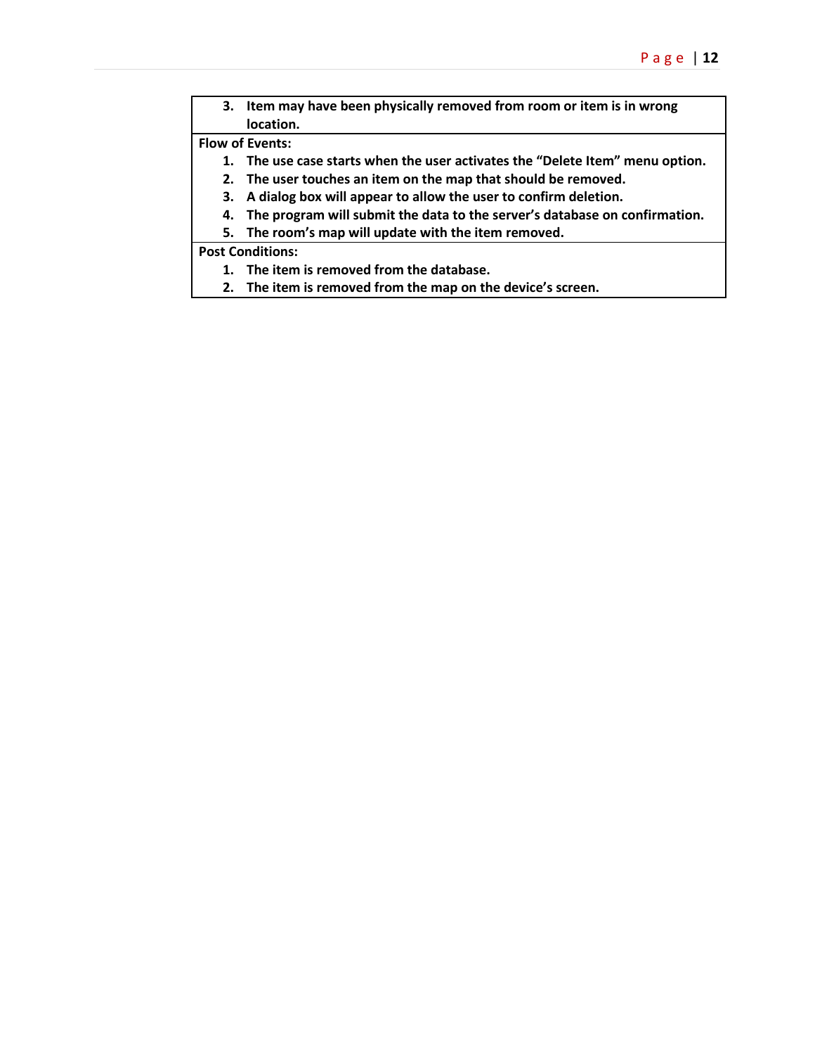| |
|---|
| 3. **Item may have been physically removed from room or item is in wrong location.** |
| **Flow of Events:**<br>1. **The use case starts when the user activates the "Delete Item" menu option.**<br>2. **The user touches an item on the map that should be removed.**<br>3. **A dialog box will appear to allow the user to confirm deletion.**<br>4. **The program will submit the data to the server's database on confirmation.**<br>5. **The room's map will update with the item removed.** |
| **Post Conditions:**<br>1. **The item is removed from the database.**<br>2. **The item is removed from the map on the device's screen.** |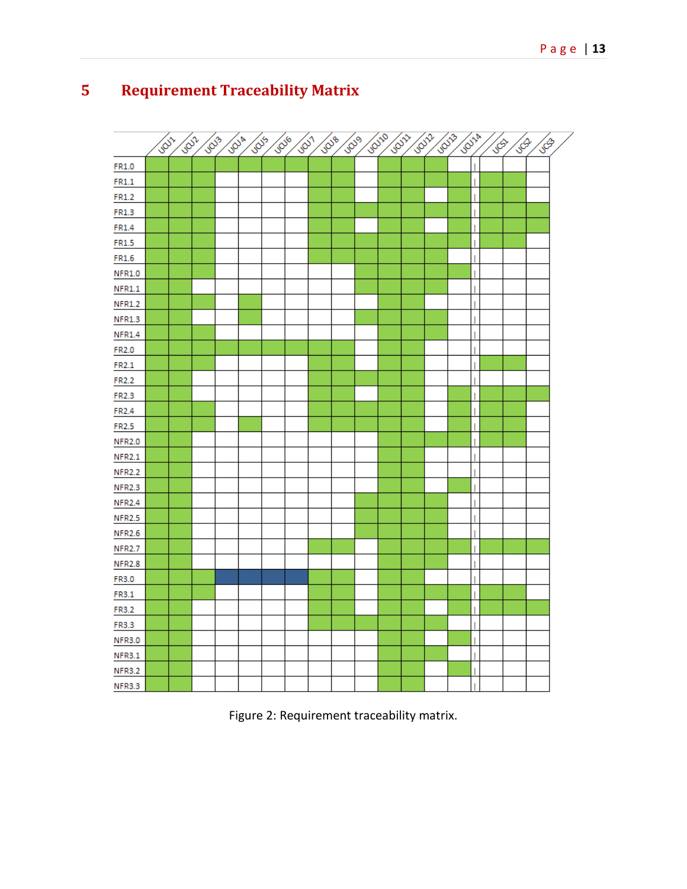# 5 Requirement Traceability Matrix

| | UCU1 | UCU2 | UCU3 | UCU4 | UCU5 | UCU6 | UCU7 | UCU8 | UCU9 | UCU10 | UCU11 | UCU12 | UCU13 | UCU14 | UCS1 | UCS2 | UCS3 |
|---|---|---|---|---|---|---|---|---|---|---|---|---|---|---|---|---|---|
| FR1.0 | X | X | X | X | X | X | X | X | X | | X | X | X | | | | |
| FR1.1 | X | X | X | | | | | X | X | | X | X | X | X | X | X | |
| FR1.2 | X | X | X | | | | | X | X | | X | X | | X | X | X | |
| FR1.3 | X | X | X | | | | | X | X | X | X | X | X | X | X | X | X |
| FR1.4 | X | X | X | | | | | X | X | | X | X | | X | X | X | X |
| FR1.5 | X | X | X | | | | | X | X | X | X | X | X | X | X | X | |
| FR1.6 | X | X | X | | | | | X | X | X | X | X | X | | | | |
| NFR1.0 | X | X | X | | | | | | | X | X | X | X | X | | | |
| NFR1.1 | X | X | | | | | | | | X | X | X | X | | | | |
| NFR1.2 | X | X | X | | X | | | | | | X | X | | | | | |
| NFR1.3 | X | X | | | X | | | | | X | X | X | X | | | | |
| NFR1.4 | X | X | X | | | | | | | | X | X | X | | | | |
| FR2.0 | X | X | X | X | X | X | X | X | X | | X | X | | | | | |
| FR2.1 | X | X | X | | | | | X | X | | X | X | | | X | X | |
| FR2.2 | X | X | | | | | | X | X | X | X | X | | | | | |
| FR2.3 | X | X | | | | | | X | X | | X | X | | X | X | X | X |
| FR2.4 | X | X | X | | | | | X | X | X | X | X | | X | X | X | |
| FR2.5 | X | X | X | | X | | | X | X | X | X | X | | X | X | X | |
| NFR2.0 | X | X | | | | | | | | | X | X | X | X | X | X | |
| NFR2.1 | X | X | | | | | | | | | X | X | | | | | |
| NFR2.2 | X | X | | | | | | | | | X | X | | | | | |
| NFR2.3 | X | X | | | | | | | | | X | X | | X | | | |
| NFR2.4 | X | X | | | | | | | | X | X | X | X | | | | |
| NFR2.5 | X | X | | | | | | | | X | X | X | X | | | | |
| NFR2.6 | X | X | | | | | | | | X | X | X | X | | | | |
| NFR2.7 | X | X | | | | | | X | X | | X | X | X | X | X | X | X |
| NFR2.8 | X | X | | | | | | | | | X | X | X | | | | |
| FR3.0 | X | X | X | ▪ | ▪ | ▪ | ▪ | X | X | | X | X | | | | | |
| FR3.1 | X | X | X | | | | | X | X | | X | X | X | X | X | X | |
| FR3.2 | X | X | | | | | | X | X | | X | X | | X | X | X | X |
| FR3.3 | X | X | | | | | | X | X | X | X | X | X | | | | |
| NFR3.0 | X | X | | | | | | | | | X | X | | X | | | |
| NFR3.1 | X | X | | | | | | | | | X | X | X | | | | |
| NFR3.2 | X | X | | | | | | | | | X | X | | X | | | |
| NFR3.3 | X | X | | | | | | | | | X | X | | | | | |

Figure 2: Requirement traceability matrix.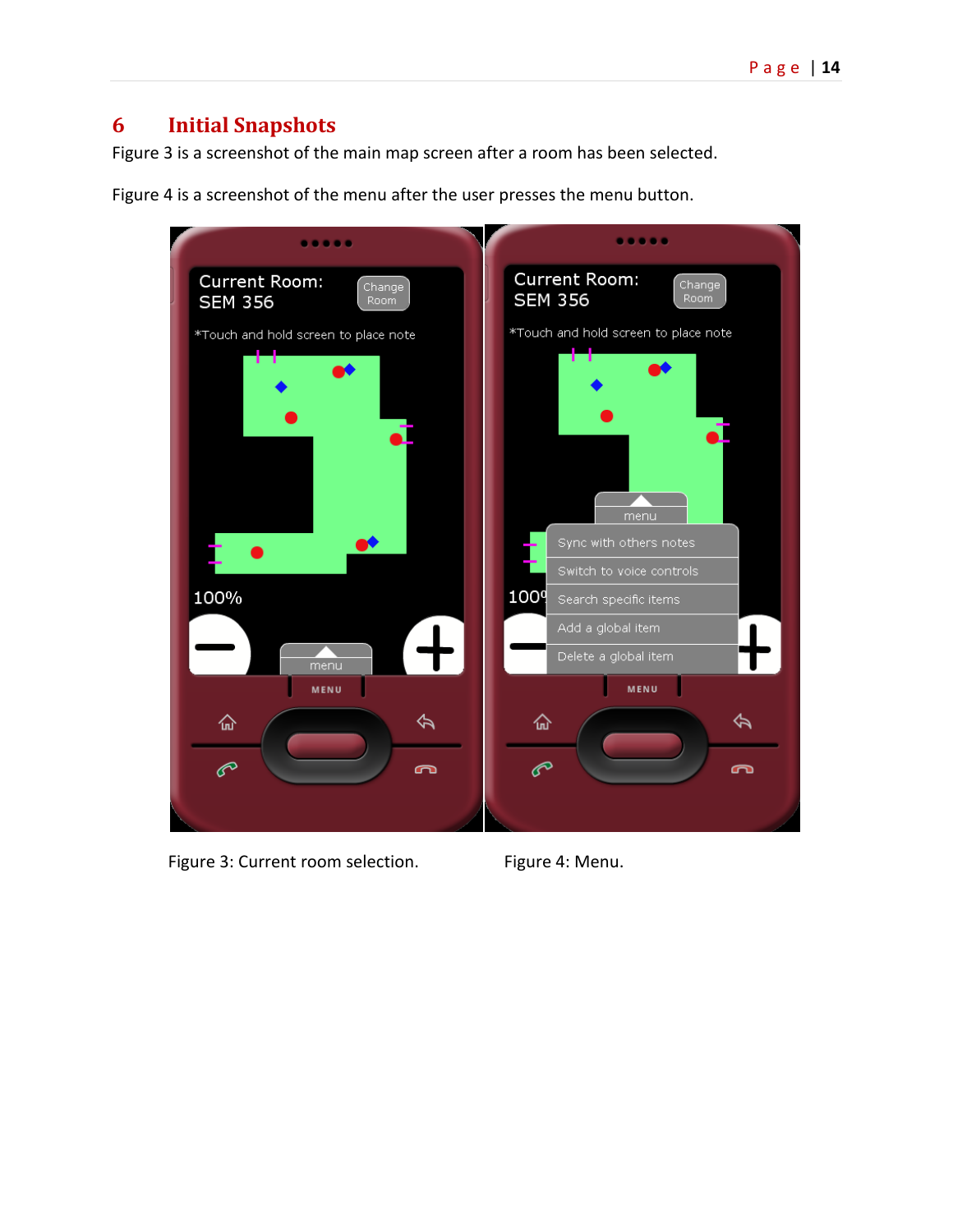# 6 Initial Snapshots

Figure 3 is a screenshot of the main map screen after a room has been selected.

Figure 4 is a screenshot of the menu after the user presses the menu button.

Figure 3: Current room selection.

Figure 4: Menu.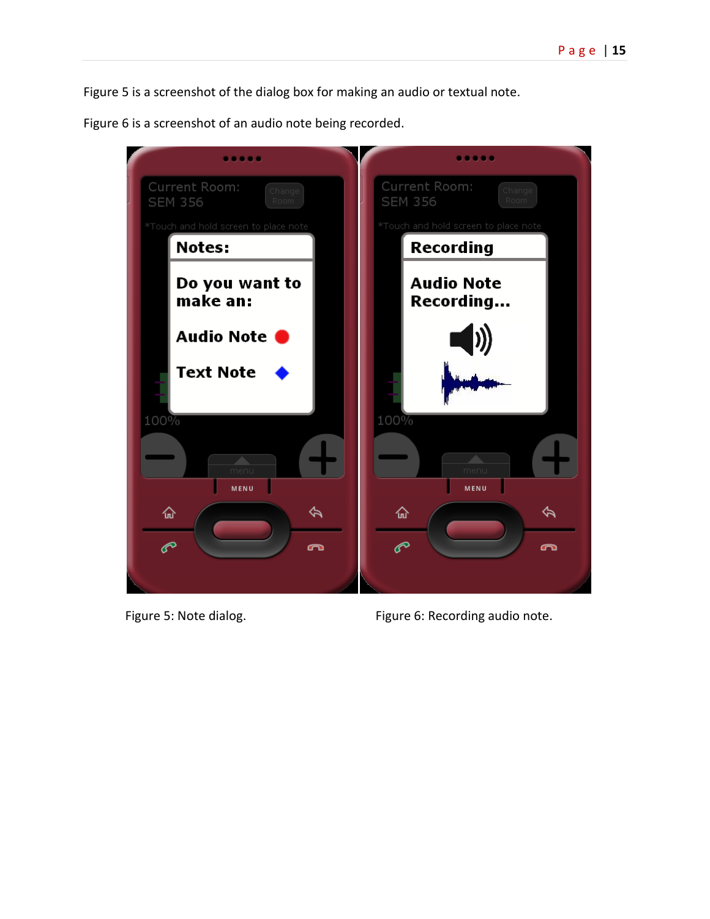Figure 5 is a screenshot of the dialog box for making an audio or textual note.

Figure 6 is a screenshot of an audio note being recorded.

Figure 5: Note dialog.

Figure 6: Recording audio note.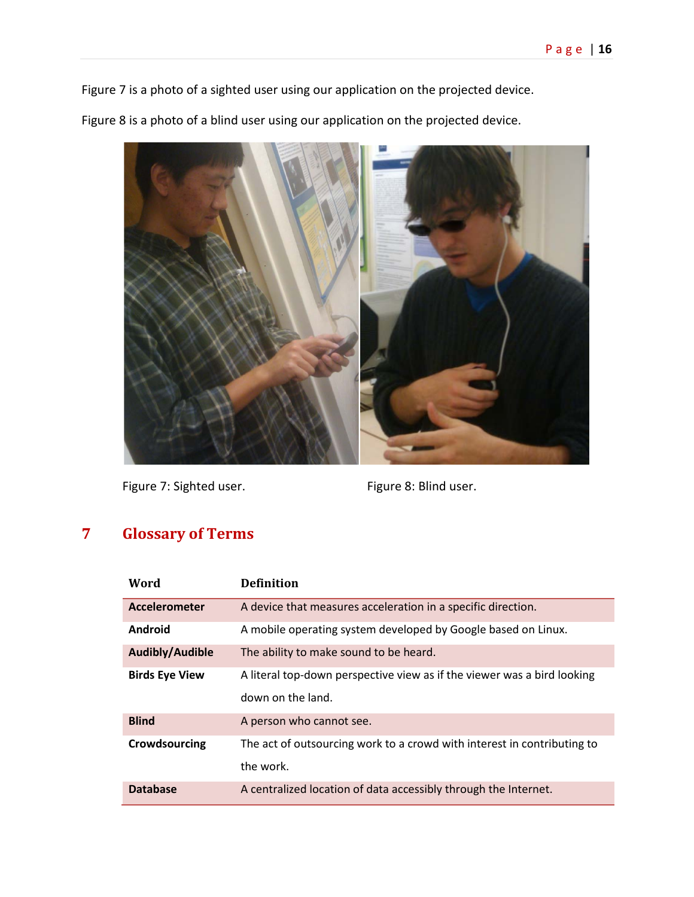Figure 7 is a photo of a sighted user using our application on the projected device.

Figure 8 is a photo of a blind user using our application on the projected device.

Figure 7: Sighted user.

Figure 8: Blind user.

# 7 Glossary of Terms

| Word | Definition |
|---|---|
| **Accelerometer** | A device that measures acceleration in a specific direction. |
| **Android** | A mobile operating system developed by Google based on Linux. |
| **Audibly/Audible** | The ability to make sound to be heard. |
| **Birds Eye View** | A literal top-down perspective view as if the viewer was a bird looking down on the land. |
| **Blind** | A person who cannot see. |
| **Crowdsourcing** | The act of outsourcing work to a crowd with interest in contributing to the work. |
| **Database** | A centralized location of data accessibly through the Internet. |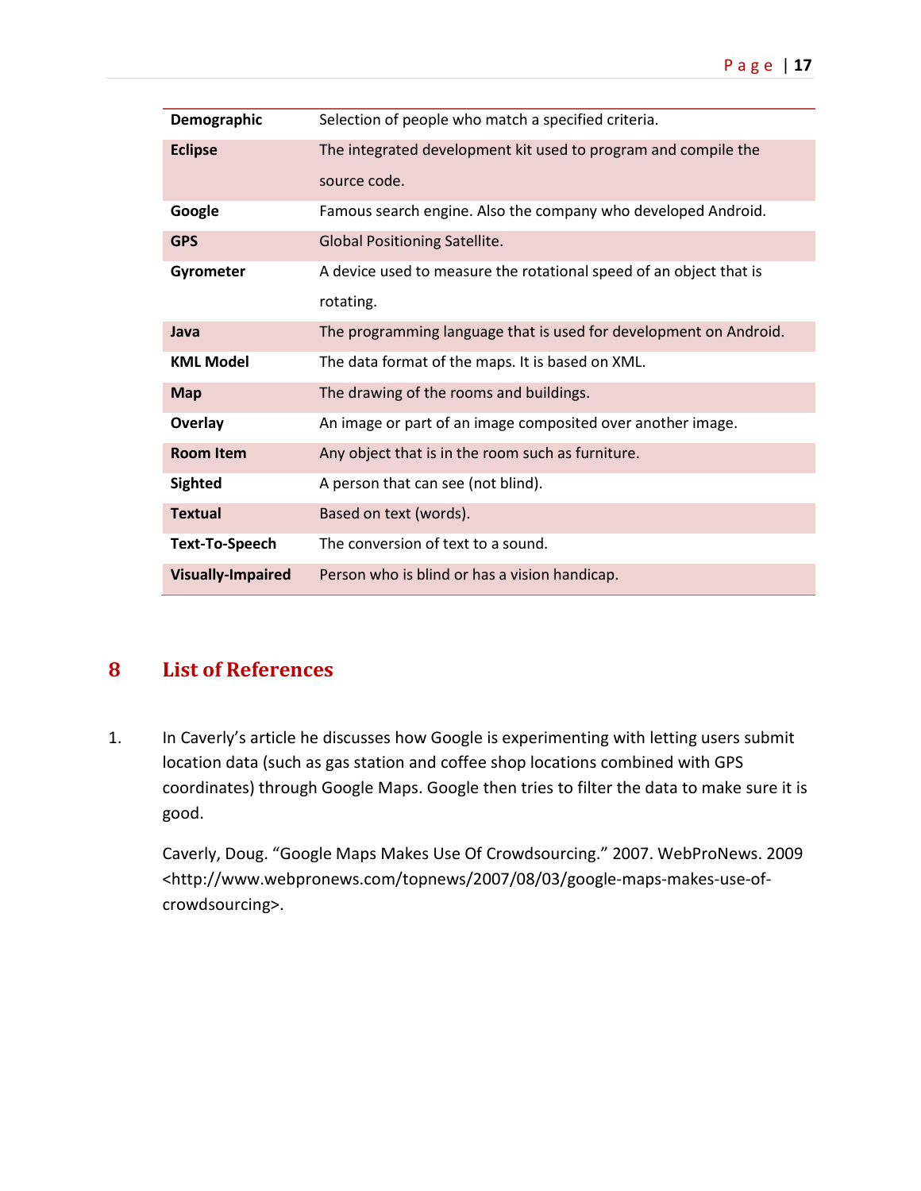| | |
|---|---|
| **Demographic** | Selection of people who match a specified criteria. |
| **Eclipse** | The integrated development kit used to program and compile the source code. |
| **Google** | Famous search engine. Also the company who developed Android. |
| **GPS** | Global Positioning Satellite. |
| **Gyrometer** | A device used to measure the rotational speed of an object that is rotating. |
| **Java** | The programming language that is used for development on Android. |
| **KML Model** | The data format of the maps. It is based on XML. |
| **Map** | The drawing of the rooms and buildings. |
| **Overlay** | An image or part of an image composited over another image. |
| **Room Item** | Any object that is in the room such as furniture. |
| **Sighted** | A person that can see (not blind). |
| **Textual** | Based on text (words). |
| **Text-To-Speech** | The conversion of text to a sound. |
| **Visually-Impaired** | Person who is blind or has a vision handicap. |

# 8 List of References

1. In Caverly's article he discusses how Google is experimenting with letting users submit location data (such as gas station and coffee shop locations combined with GPS coordinates) through Google Maps. Google then tries to filter the data to make sure it is good.

   Caverly, Doug. "Google Maps Makes Use Of Crowdsourcing." 2007. WebProNews. 2009 <http://www.webpronews.com/topnews/2007/08/03/google-maps-makes-use-of-crowdsourcing>.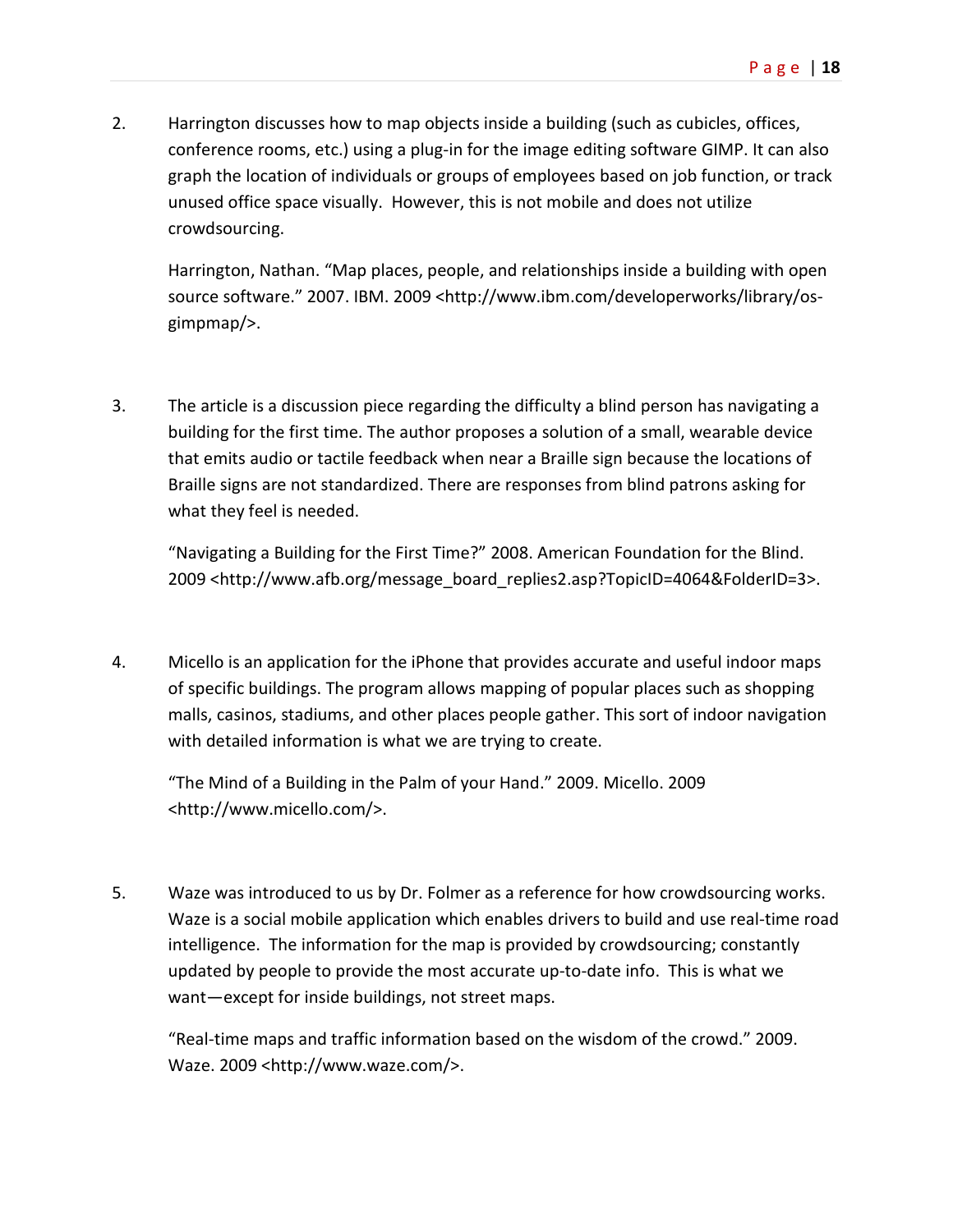2. Harrington discusses how to map objects inside a building (such as cubicles, offices, conference rooms, etc.) using a plug-in for the image editing software GIMP. It can also graph the location of individuals or groups of employees based on job function, or track unused office space visually. However, this is not mobile and does not utilize crowdsourcing.

   Harrington, Nathan. "Map places, people, and relationships inside a building with open source software." 2007. IBM. 2009 <http://www.ibm.com/developerworks/library/os-gimpmap/>.

3. The article is a discussion piece regarding the difficulty a blind person has navigating a building for the first time. The author proposes a solution of a small, wearable device that emits audio or tactile feedback when near a Braille sign because the locations of Braille signs are not standardized. There are responses from blind patrons asking for what they feel is needed.

   "Navigating a Building for the First Time?" 2008. American Foundation for the Blind. 2009 <http://www.afb.org/message_board_replies2.asp?TopicID=4064&FolderID=3>.

4. Micello is an application for the iPhone that provides accurate and useful indoor maps of specific buildings. The program allows mapping of popular places such as shopping malls, casinos, stadiums, and other places people gather. This sort of indoor navigation with detailed information is what we are trying to create.

   "The Mind of a Building in the Palm of your Hand." 2009. Micello. 2009 <http://www.micello.com/>.

5. Waze was introduced to us by Dr. Folmer as a reference for how crowdsourcing works. Waze is a social mobile application which enables drivers to build and use real-time road intelligence. The information for the map is provided by crowdsourcing; constantly updated by people to provide the most accurate up-to-date info. This is what we want—except for inside buildings, not street maps.

   "Real-time maps and traffic information based on the wisdom of the crowd." 2009. Waze. 2009 <http://www.waze.com/>.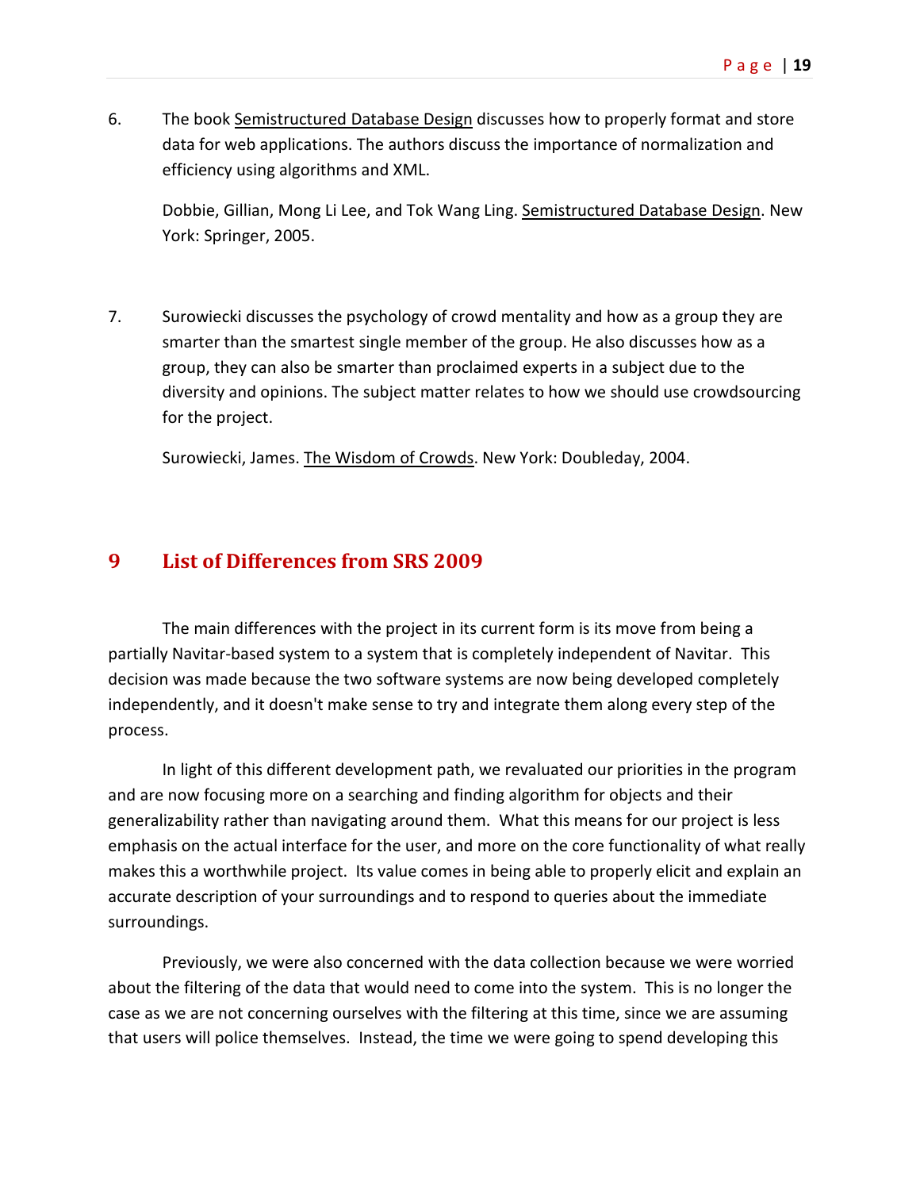6. The book <u>Semistructured Database Design</u> discusses how to properly format and store data for web applications. The authors discuss the importance of normalization and efficiency using algorithms and XML.

   Dobbie, Gillian, Mong Li Lee, and Tok Wang Ling. <u>Semistructured Database Design</u>. New York: Springer, 2005.

7. Surowiecki discusses the psychology of crowd mentality and how as a group they are smarter than the smartest single member of the group. He also discusses how as a group, they can also be smarter than proclaimed experts in a subject due to the diversity and opinions. The subject matter relates to how we should use crowdsourcing for the project.

   Surowiecki, James. <u>The Wisdom of Crowds</u>. New York: Doubleday, 2004.

# 9 List of Differences from SRS 2009

The main differences with the project in its current form is its move from being a partially Navitar-based system to a system that is completely independent of Navitar. This decision was made because the two software systems are now being developed completely independently, and it doesn't make sense to try and integrate them along every step of the process.

In light of this different development path, we revaluated our priorities in the program and are now focusing more on a searching and finding algorithm for objects and their generalizability rather than navigating around them. What this means for our project is less emphasis on the actual interface for the user, and more on the core functionality of what really makes this a worthwhile project. Its value comes in being able to properly elicit and explain an accurate description of your surroundings and to respond to queries about the immediate surroundings.

Previously, we were also concerned with the data collection because we were worried about the filtering of the data that would need to come into the system. This is no longer the case as we are not concerning ourselves with the filtering at this time, since we are assuming that users will police themselves. Instead, the time we were going to spend developing this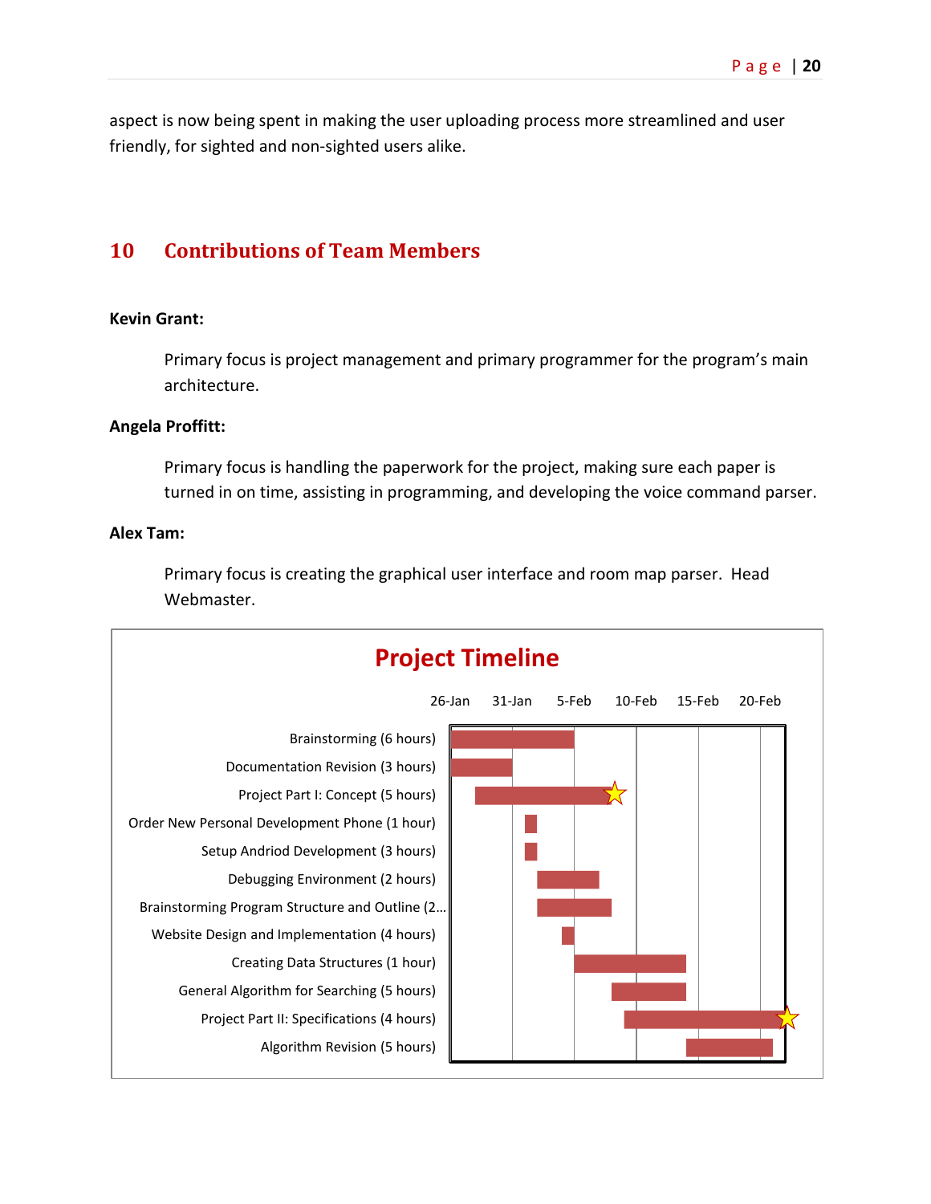aspect is now being spent in making the user uploading process more streamlined and user friendly, for sighted and non-sighted users alike.

# 10 Contributions of Team Members

**Kevin Grant:**

Primary focus is project management and primary programmer for the program's main architecture.

**Angela Proffitt:**

Primary focus is handling the paperwork for the project, making sure each paper is turned in on time, assisting in programming, and developing the voice command parser.

**Alex Tam:**

Primary focus is creating the graphical user interface and room map parser. Head Webmaster.

Project Timeline

26-Jan
31-Jan
5-Feb
10-Feb
15-Feb
20-Feb

Brainstorming (6 hours)
Documentation Revision (3 hours)
Project Part I: Concept (5 hours)
Order New Personal Development Phone (1 hour)
Setup Andriod Development (3 hours)
Debugging Environment (2 hours)
Brainstorming Program Structure and Outline (2…
Website Design and Implementation (4 hours)
Creating Data Structures (1 hour)
General Algorithm for Searching (5 hours)
Project Part II: Specifications (4 hours)
Algorithm Revision (5 hours)